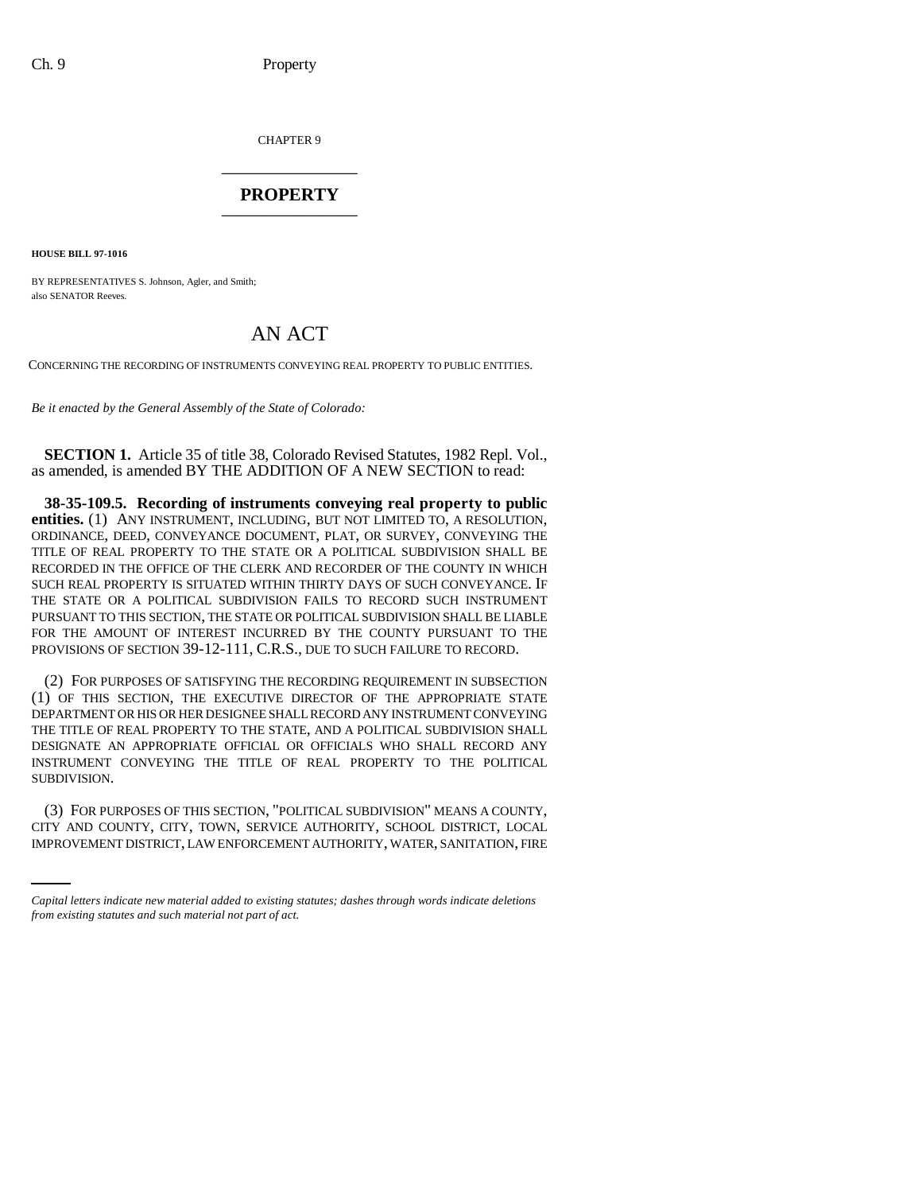CHAPTER 9

# PROPERTY

**HOUSE BILL 97-1016**

BY REPRESENTATIVES S. Johnson, Agler, and Smith;
also SENATOR Reeves.

# AN ACT

CONCERNING THE RECORDING OF INSTRUMENTS CONVEYING REAL PROPERTY TO PUBLIC ENTITIES.

*Be it enacted by the General Assembly of the State of Colorado:*

**SECTION 1.** Article 35 of title 38, Colorado Revised Statutes, 1982 Repl. Vol., as amended, is amended BY THE ADDITION OF A NEW SECTION to read:

**38-35-109.5. Recording of instruments conveying real property to public entities.** (1) ANY INSTRUMENT, INCLUDING, BUT NOT LIMITED TO, A RESOLUTION, ORDINANCE, DEED, CONVEYANCE DOCUMENT, PLAT, OR SURVEY, CONVEYING THE TITLE OF REAL PROPERTY TO THE STATE OR A POLITICAL SUBDIVISION SHALL BE RECORDED IN THE OFFICE OF THE CLERK AND RECORDER OF THE COUNTY IN WHICH SUCH REAL PROPERTY IS SITUATED WITHIN THIRTY DAYS OF SUCH CONVEYANCE. IF THE STATE OR A POLITICAL SUBDIVISION FAILS TO RECORD SUCH INSTRUMENT PURSUANT TO THIS SECTION, THE STATE OR POLITICAL SUBDIVISION SHALL BE LIABLE FOR THE AMOUNT OF INTEREST INCURRED BY THE COUNTY PURSUANT TO THE PROVISIONS OF SECTION 39-12-111, C.R.S., DUE TO SUCH FAILURE TO RECORD.

(2) FOR PURPOSES OF SATISFYING THE RECORDING REQUIREMENT IN SUBSECTION (1) OF THIS SECTION, THE EXECUTIVE DIRECTOR OF THE APPROPRIATE STATE DEPARTMENT OR HIS OR HER DESIGNEE SHALL RECORD ANY INSTRUMENT CONVEYING THE TITLE OF REAL PROPERTY TO THE STATE, AND A POLITICAL SUBDIVISION SHALL DESIGNATE AN APPROPRIATE OFFICIAL OR OFFICIALS WHO SHALL RECORD ANY INSTRUMENT CONVEYING THE TITLE OF REAL PROPERTY TO THE POLITICAL SUBDIVISION.

(3) FOR PURPOSES OF THIS SECTION, "POLITICAL SUBDIVISION" MEANS A COUNTY, CITY AND COUNTY, CITY, TOWN, SERVICE AUTHORITY, SCHOOL DISTRICT, LOCAL IMPROVEMENT DISTRICT, LAW ENFORCEMENT AUTHORITY, WATER, SANITATION, FIRE

*Capital letters indicate new material added to existing statutes; dashes through words indicate deletions from existing statutes and such material not part of act.*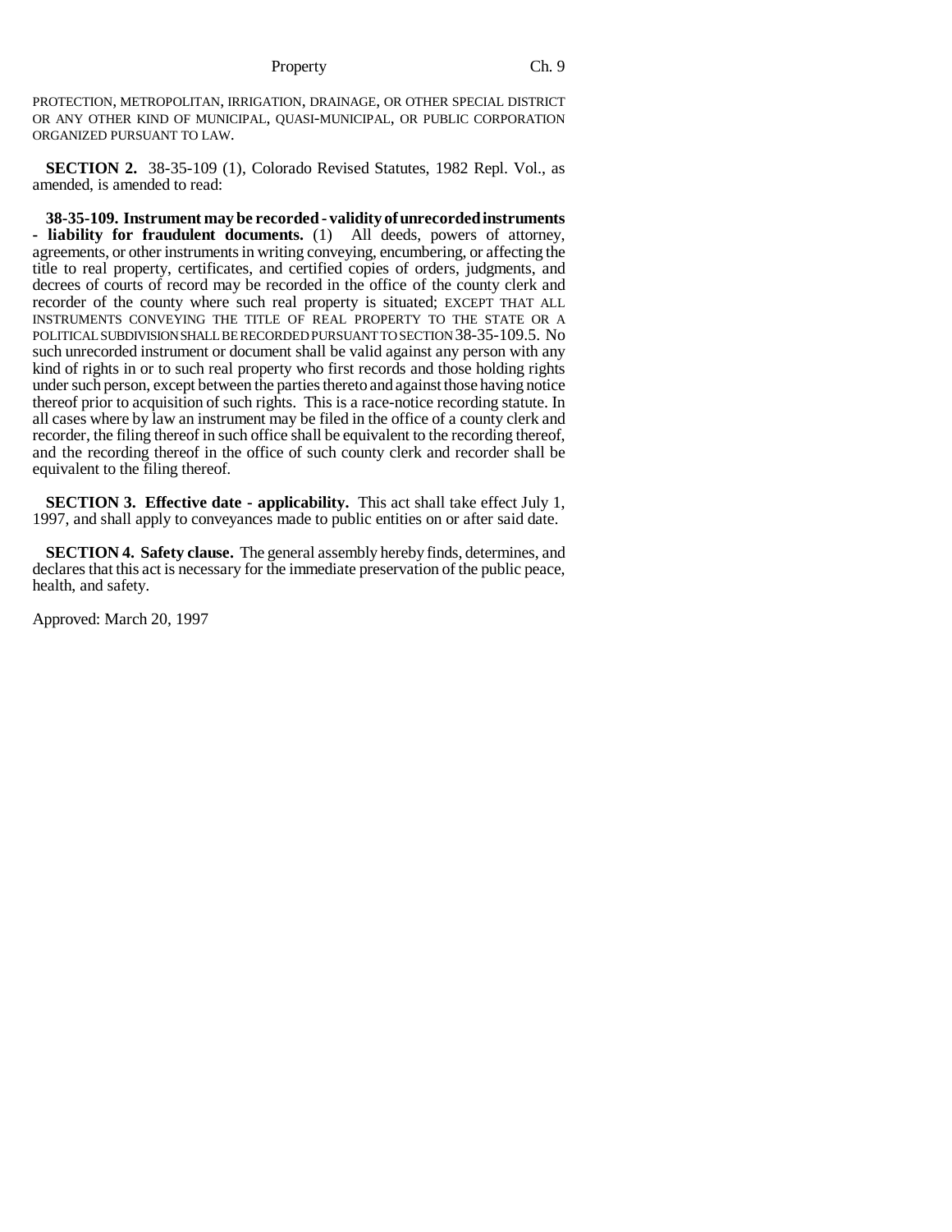PROTECTION, METROPOLITAN, IRRIGATION, DRAINAGE, OR OTHER SPECIAL DISTRICT OR ANY OTHER KIND OF MUNICIPAL, QUASI-MUNICIPAL, OR PUBLIC CORPORATION ORGANIZED PURSUANT TO LAW.

**SECTION 2.** 38-35-109 (1), Colorado Revised Statutes, 1982 Repl. Vol., as amended, is amended to read:

**38-35-109. Instrument may be recorded - validity of unrecorded instruments - liability for fraudulent documents.** (1) All deeds, powers of attorney, agreements, or other instruments in writing conveying, encumbering, or affecting the title to real property, certificates, and certified copies of orders, judgments, and decrees of courts of record may be recorded in the office of the county clerk and recorder of the county where such real property is situated; EXCEPT THAT ALL INSTRUMENTS CONVEYING THE TITLE OF REAL PROPERTY TO THE STATE OR A POLITICAL SUBDIVISION SHALL BE RECORDED PURSUANT TO SECTION 38-35-109.5. No such unrecorded instrument or document shall be valid against any person with any kind of rights in or to such real property who first records and those holding rights under such person, except between the parties thereto and against those having notice thereof prior to acquisition of such rights. This is a race-notice recording statute. In all cases where by law an instrument may be filed in the office of a county clerk and recorder, the filing thereof in such office shall be equivalent to the recording thereof, and the recording thereof in the office of such county clerk and recorder shall be equivalent to the filing thereof.

**SECTION 3. Effective date - applicability.** This act shall take effect July 1, 1997, and shall apply to conveyances made to public entities on or after said date.

**SECTION 4. Safety clause.** The general assembly hereby finds, determines, and declares that this act is necessary for the immediate preservation of the public peace, health, and safety.

Approved: March 20, 1997